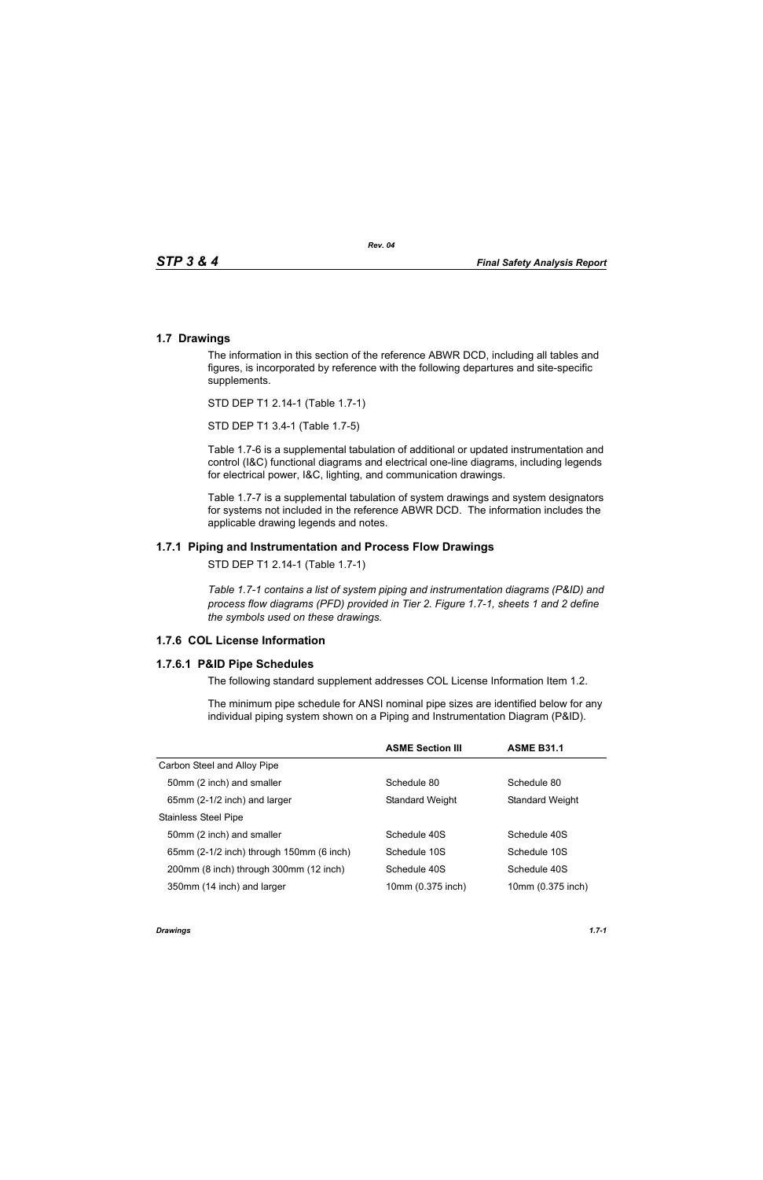## 1.7 Drawings

The information in this section of the reference ABWR DCD, including all tables and figures, is incorporated by reference with the following departures and site-specific supplements.

STD DEP T1 2.14-1 (Table 1.7-1)

STD DEP T1 3.4-1 (Table 1.7-5)

Table 1.7-6 is a supplemental tabulation of additional or updated instrumentation and control (I&C) functional diagrams and electrical one-line diagrams, including legends for electrical power, I&C, lighting, and communication drawings.

Table 1.7-7 is a supplemental tabulation of system drawings and system designators for systems not included in the reference ABWR DCD. The information includes the applicable drawing legends and notes.

### 1.7.1 Piping and Instrumentation and Process Flow Drawings

STD DEP T1 2.14-1 (Table 1.7-1)

*Table 1.7-1 contains a list of system piping and instrumentation diagrams (P&ID) and process flow diagrams (PFD) provided in Tier 2. Figure 1.7-1, sheets 1 and 2 define the symbols used on these drawings.*

### 1.7.6 COL License Information

#### 1.7.6.1 P&ID Pipe Schedules

The following standard supplement addresses COL License Information Item 1.2.

The minimum pipe schedule for ANSI nominal pipe sizes are identified below for any individual piping system shown on a Piping and Instrumentation Diagram (P&ID).

| | ASME Section III | ASME B31.1 |
|---|---|---|
| Carbon Steel and Alloy Pipe | | |
| 50mm (2 inch) and smaller | Schedule 80 | Schedule 80 |
| 65mm (2-1/2 inch) and larger | Standard Weight | Standard Weight |
| Stainless Steel Pipe | | |
| 50mm (2 inch) and smaller | Schedule 40S | Schedule 40S |
| 65mm (2-1/2 inch) through 150mm (6 inch) | Schedule 10S | Schedule 10S |
| 200mm (8 inch) through 300mm (12 inch) | Schedule 40S | Schedule 40S |
| 350mm (14 inch) and larger | 10mm (0.375 inch) | 10mm (0.375 inch) |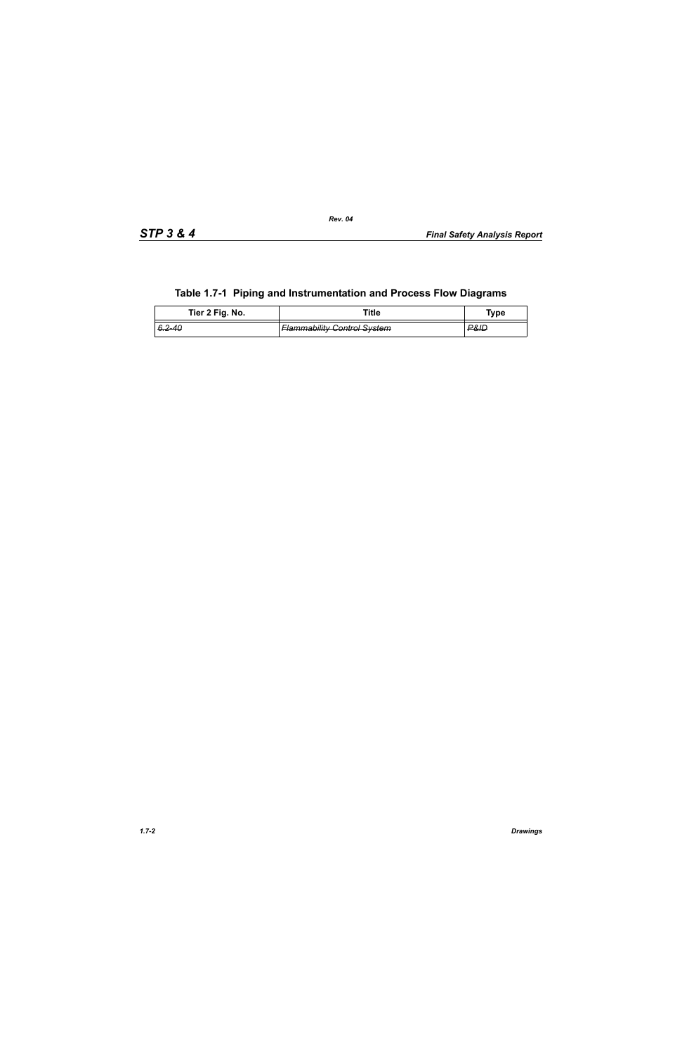## Table 1.7-1 Piping and Instrumentation and Process Flow Diagrams

| Tier 2 Fig. No. | Title | Type |
|---|---|---|
| ~~*6.2-40*~~ | ~~*Flammability Control System*~~ | ~~*P&ID*~~ |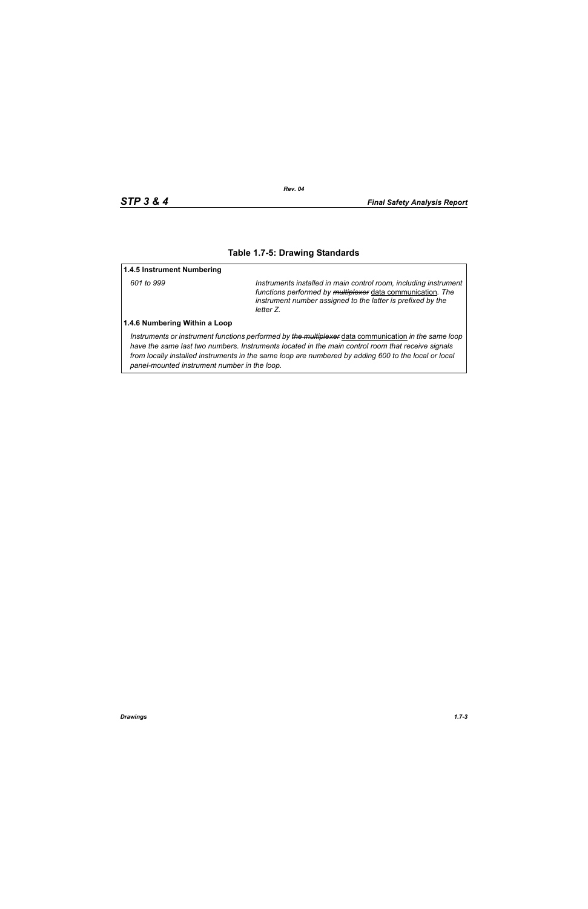## Table 1.7-5: Drawing Standards

**1.4.5 Instrument Numbering**

| | |
|---|---|
| *601 to 999* | *Instruments installed in main control room, including instrument functions performed by ~~multiplexer~~* data communication*. The instrument number assigned to the latter is prefixed by the letter Z.* |

**1.4.6 Numbering Within a Loop**

*Instruments or instrument functions performed by ~~the multiplexer~~* data communication *in the same loop have the same last two numbers. Instruments located in the main control room that receive signals from locally installed instruments in the same loop are numbered by adding 600 to the local or local panel-mounted instrument number in the loop.*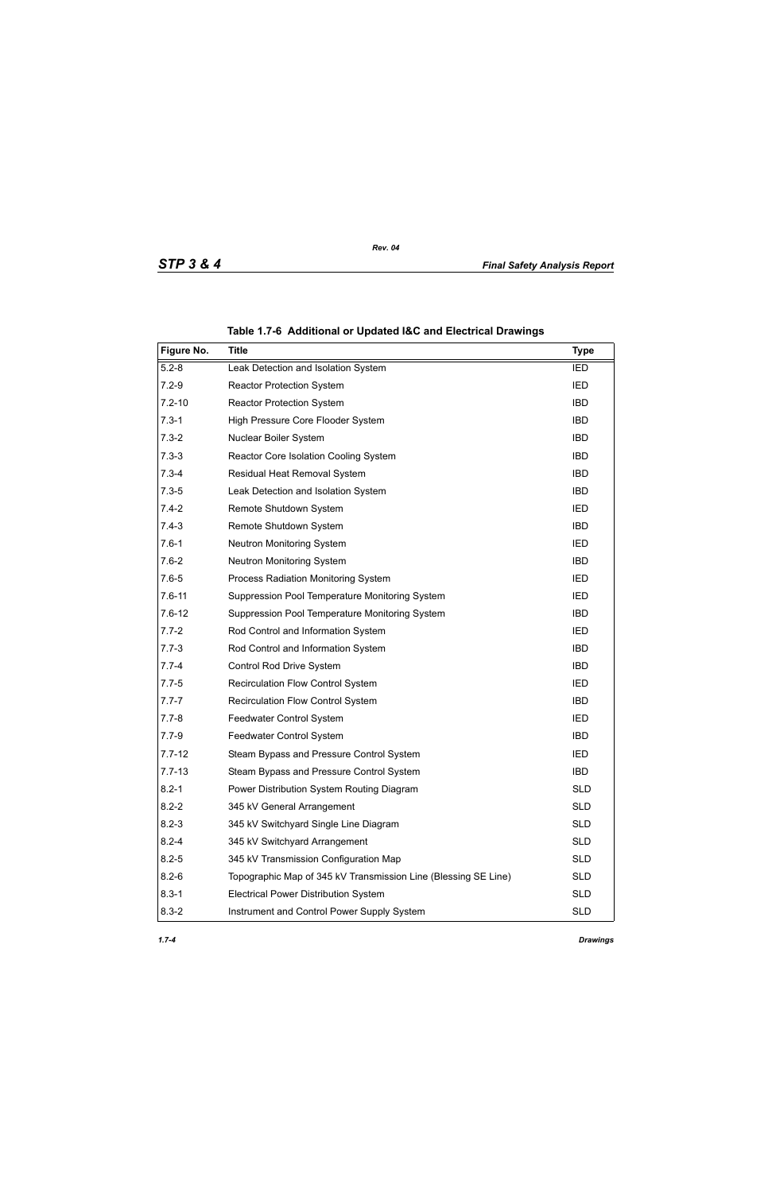**Table 1.7-6 Additional or Updated I&C and Electrical Drawings**

| Figure No. | Title | Type |
|---|---|---|
| 5.2-8 | Leak Detection and Isolation System | IED |
| 7.2-9 | Reactor Protection System | IED |
| 7.2-10 | Reactor Protection System | IBD |
| 7.3-1 | High Pressure Core Flooder System | IBD |
| 7.3-2 | Nuclear Boiler System | IBD |
| 7.3-3 | Reactor Core Isolation Cooling System | IBD |
| 7.3-4 | Residual Heat Removal System | IBD |
| 7.3-5 | Leak Detection and Isolation System | IBD |
| 7.4-2 | Remote Shutdown System | IED |
| 7.4-3 | Remote Shutdown System | IBD |
| 7.6-1 | Neutron Monitoring System | IED |
| 7.6-2 | Neutron Monitoring System | IBD |
| 7.6-5 | Process Radiation Monitoring System | IED |
| 7.6-11 | Suppression Pool Temperature Monitoring System | IED |
| 7.6-12 | Suppression Pool Temperature Monitoring System | IBD |
| 7.7-2 | Rod Control and Information System | IED |
| 7.7-3 | Rod Control and Information System | IBD |
| 7.7-4 | Control Rod Drive System | IBD |
| 7.7-5 | Recirculation Flow Control System | IED |
| 7.7-7 | Recirculation Flow Control System | IBD |
| 7.7-8 | Feedwater Control System | IED |
| 7.7-9 | Feedwater Control System | IBD |
| 7.7-12 | Steam Bypass and Pressure Control System | IED |
| 7.7-13 | Steam Bypass and Pressure Control System | IBD |
| 8.2-1 | Power Distribution System Routing Diagram | SLD |
| 8.2-2 | 345 kV General Arrangement | SLD |
| 8.2-3 | 345 kV Switchyard Single Line Diagram | SLD |
| 8.2-4 | 345 kV Switchyard Arrangement | SLD |
| 8.2-5 | 345 kV Transmission Configuration Map | SLD |
| 8.2-6 | Topographic Map of 345 kV Transmission Line (Blessing SE Line) | SLD |
| 8.3-1 | Electrical Power Distribution System | SLD |
| 8.3-2 | Instrument and Control Power Supply System | SLD |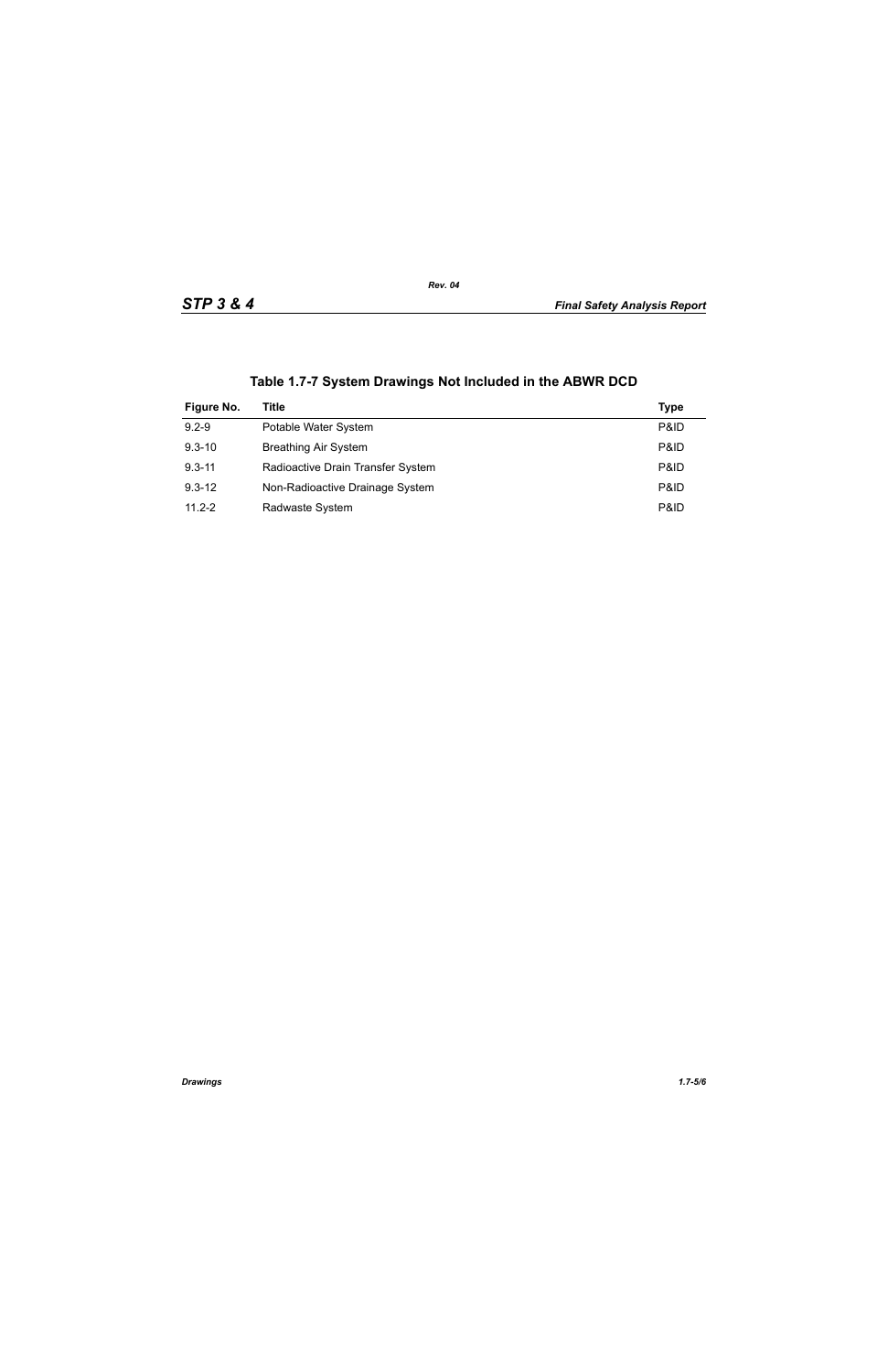## Table 1.7-7 System Drawings Not Included in the ABWR DCD

| Figure No. | Title | Type |
|---|---|---|
| 9.2-9 | Potable Water System | P&ID |
| 9.3-10 | Breathing Air System | P&ID |
| 9.3-11 | Radioactive Drain Transfer System | P&ID |
| 9.3-12 | Non-Radioactive Drainage System | P&ID |
| 11.2-2 | Radwaste System | P&ID |